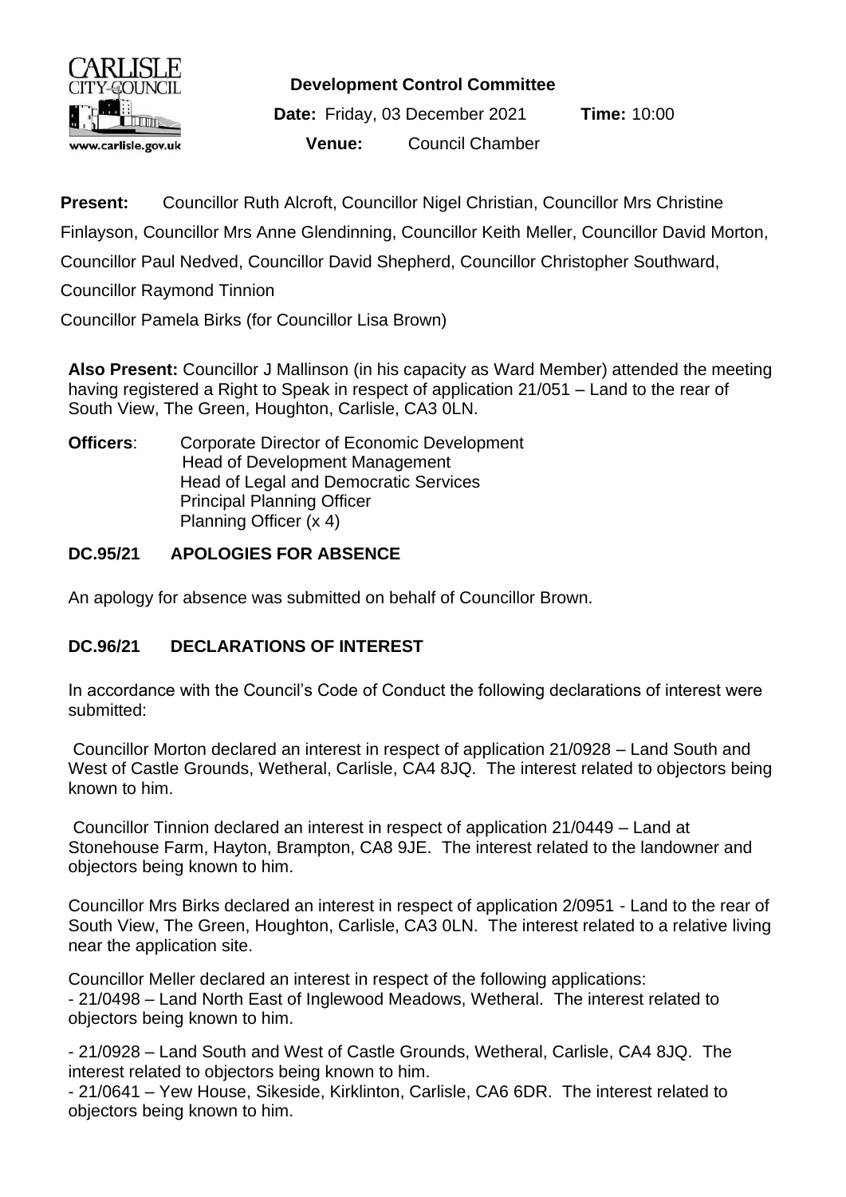**Development Control Committee**

**Date:** Friday, 03 December 2021 **Time:** 10:00

**Venue:** Council Chamber

**Present:** Councillor Ruth Alcroft, Councillor Nigel Christian, Councillor Mrs Christine Finlayson, Councillor Mrs Anne Glendinning, Councillor Keith Meller, Councillor David Morton, Councillor Paul Nedved, Councillor David Shepherd, Councillor Christopher Southward, Councillor Raymond Tinnion

Councillor Pamela Birks (for Councillor Lisa Brown)

**Also Present:** Councillor J Mallinson (in his capacity as Ward Member) attended the meeting having registered a Right to Speak in respect of application 21/051 – Land to the rear of South View, The Green, Houghton, Carlisle, CA3 0LN.

**Officers**: Corporate Director of Economic Development
Head of Development Management
Head of Legal and Democratic Services
Principal Planning Officer
Planning Officer (x 4)

## DC.95/21 APOLOGIES FOR ABSENCE

An apology for absence was submitted on behalf of Councillor Brown.

## DC.96/21 DECLARATIONS OF INTEREST

In accordance with the Council's Code of Conduct the following declarations of interest were submitted:

Councillor Morton declared an interest in respect of application 21/0928 – Land South and West of Castle Grounds, Wetheral, Carlisle, CA4 8JQ. The interest related to objectors being known to him.

Councillor Tinnion declared an interest in respect of application 21/0449 – Land at Stonehouse Farm, Hayton, Brampton, CA8 9JE. The interest related to the landowner and objectors being known to him.

Councillor Mrs Birks declared an interest in respect of application 2/0951 - Land to the rear of South View, The Green, Houghton, Carlisle, CA3 0LN. The interest related to a relative living near the application site.

Councillor Meller declared an interest in respect of the following applications:

- 21/0498 – Land North East of Inglewood Meadows, Wetheral. The interest related to objectors being known to him.

- 21/0928 – Land South and West of Castle Grounds, Wetheral, Carlisle, CA4 8JQ. The interest related to objectors being known to him.
- 21/0641 – Yew House, Sikeside, Kirklinton, Carlisle, CA6 6DR. The interest related to objectors being known to him.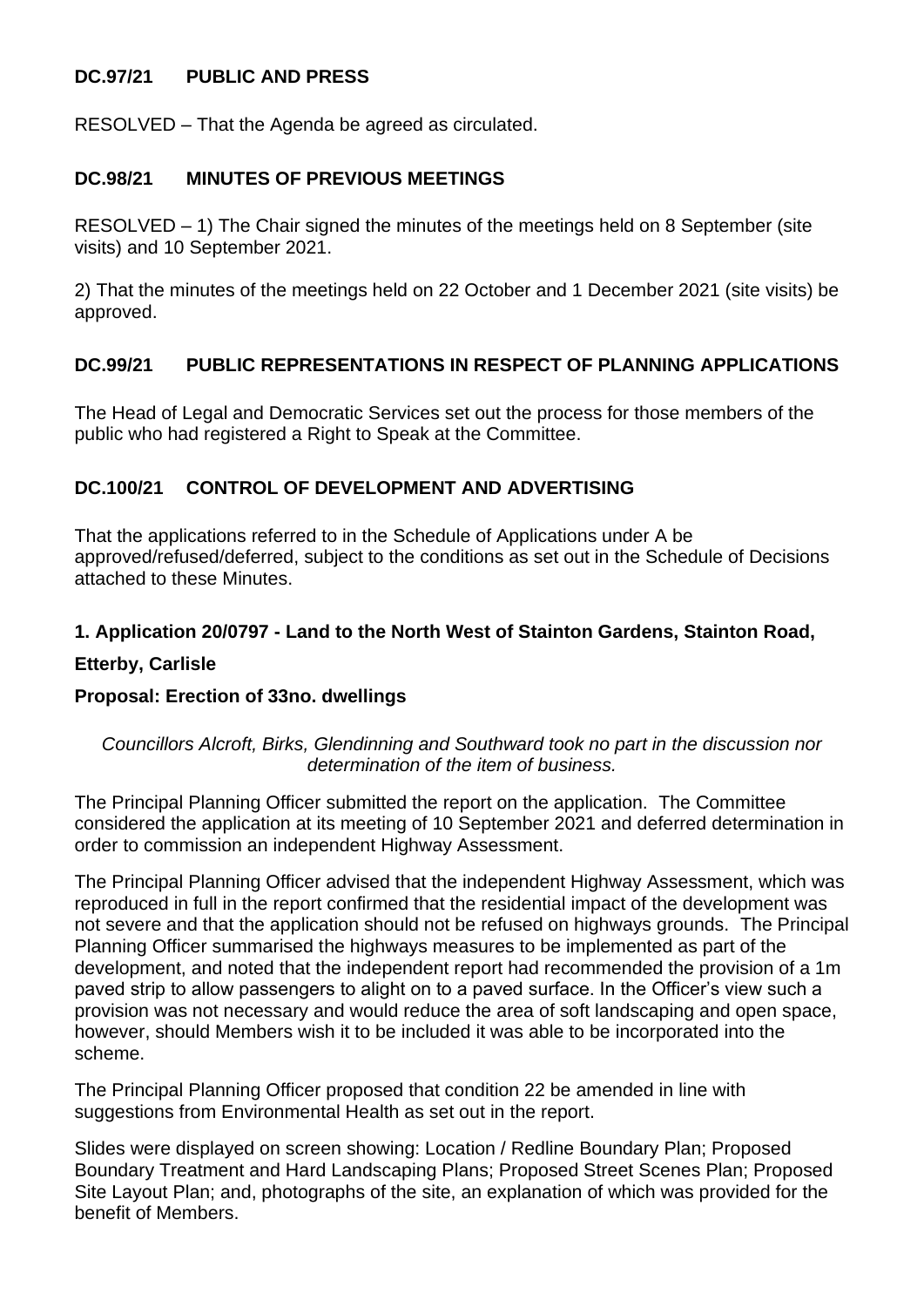**DC.97/21 PUBLIC AND PRESS**

RESOLVED – That the Agenda be agreed as circulated.

**DC.98/21 MINUTES OF PREVIOUS MEETINGS**

RESOLVED – 1) The Chair signed the minutes of the meetings held on 8 September (site visits) and 10 September 2021.

2) That the minutes of the meetings held on 22 October and 1 December 2021 (site visits) be approved.

**DC.99/21 PUBLIC REPRESENTATIONS IN RESPECT OF PLANNING APPLICATIONS**

The Head of Legal and Democratic Services set out the process for those members of the public who had registered a Right to Speak at the Committee.

**DC.100/21 CONTROL OF DEVELOPMENT AND ADVERTISING**

That the applications referred to in the Schedule of Applications under A be approved/refused/deferred, subject to the conditions as set out in the Schedule of Decisions attached to these Minutes.

**1. Application 20/0797 - Land to the North West of Stainton Gardens, Stainton Road, Etterby, Carlisle**

**Proposal: Erection of 33no. dwellings**

*Councillors Alcroft, Birks, Glendinning and Southward took no part in the discussion nor determination of the item of business.*

The Principal Planning Officer submitted the report on the application. The Committee considered the application at its meeting of 10 September 2021 and deferred determination in order to commission an independent Highway Assessment.

The Principal Planning Officer advised that the independent Highway Assessment, which was reproduced in full in the report confirmed that the residential impact of the development was not severe and that the application should not be refused on highways grounds. The Principal Planning Officer summarised the highways measures to be implemented as part of the development, and noted that the independent report had recommended the provision of a 1m paved strip to allow passengers to alight on to a paved surface. In the Officer's view such a provision was not necessary and would reduce the area of soft landscaping and open space, however, should Members wish it to be included it was able to be incorporated into the scheme.

The Principal Planning Officer proposed that condition 22 be amended in line with suggestions from Environmental Health as set out in the report.

Slides were displayed on screen showing: Location / Redline Boundary Plan; Proposed Boundary Treatment and Hard Landscaping Plans; Proposed Street Scenes Plan; Proposed Site Layout Plan; and, photographs of the site, an explanation of which was provided for the benefit of Members.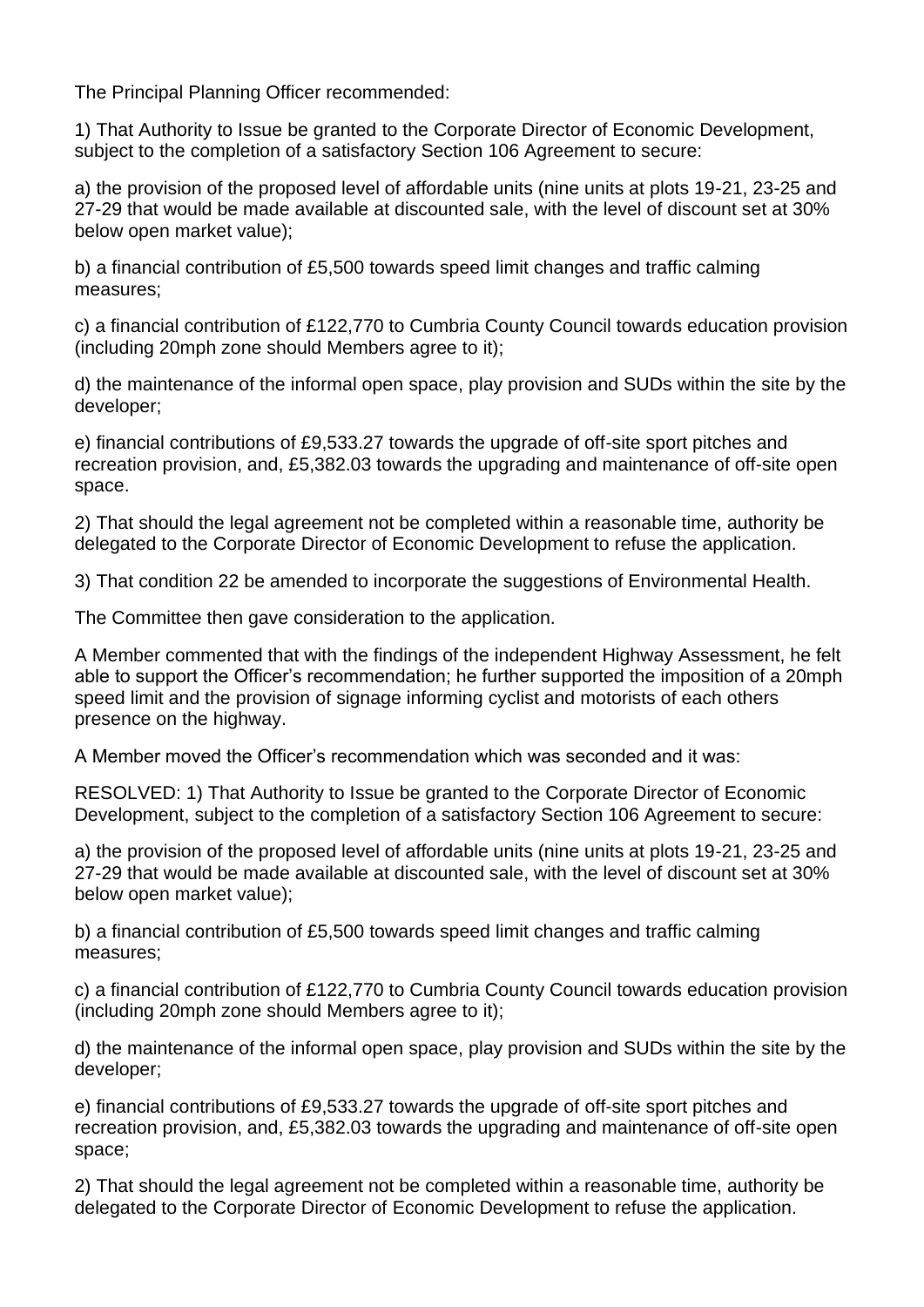The Principal Planning Officer recommended:

1) That Authority to Issue be granted to the Corporate Director of Economic Development, subject to the completion of a satisfactory Section 106 Agreement to secure:

a) the provision of the proposed level of affordable units (nine units at plots 19-21, 23-25 and 27-29 that would be made available at discounted sale, with the level of discount set at 30% below open market value);

b) a financial contribution of £5,500 towards speed limit changes and traffic calming measures;

c) a financial contribution of £122,770 to Cumbria County Council towards education provision (including 20mph zone should Members agree to it);

d) the maintenance of the informal open space, play provision and SUDs within the site by the developer;

e) financial contributions of £9,533.27 towards the upgrade of off-site sport pitches and recreation provision, and, £5,382.03 towards the upgrading and maintenance of off-site open space.

2) That should the legal agreement not be completed within a reasonable time, authority be delegated to the Corporate Director of Economic Development to refuse the application.

3) That condition 22 be amended to incorporate the suggestions of Environmental Health.

The Committee then gave consideration to the application.

A Member commented that with the findings of the independent Highway Assessment, he felt able to support the Officer's recommendation; he further supported the imposition of a 20mph speed limit and the provision of signage informing cyclist and motorists of each others presence on the highway.

A Member moved the Officer's recommendation which was seconded and it was:

RESOLVED: 1) That Authority to Issue be granted to the Corporate Director of Economic Development, subject to the completion of a satisfactory Section 106 Agreement to secure:

a) the provision of the proposed level of affordable units (nine units at plots 19-21, 23-25 and 27-29 that would be made available at discounted sale, with the level of discount set at 30% below open market value);

b) a financial contribution of £5,500 towards speed limit changes and traffic calming measures;

c) a financial contribution of £122,770 to Cumbria County Council towards education provision (including 20mph zone should Members agree to it);

d) the maintenance of the informal open space, play provision and SUDs within the site by the developer;

e) financial contributions of £9,533.27 towards the upgrade of off-site sport pitches and recreation provision, and, £5,382.03 towards the upgrading and maintenance of off-site open space;

2) That should the legal agreement not be completed within a reasonable time, authority be delegated to the Corporate Director of Economic Development to refuse the application.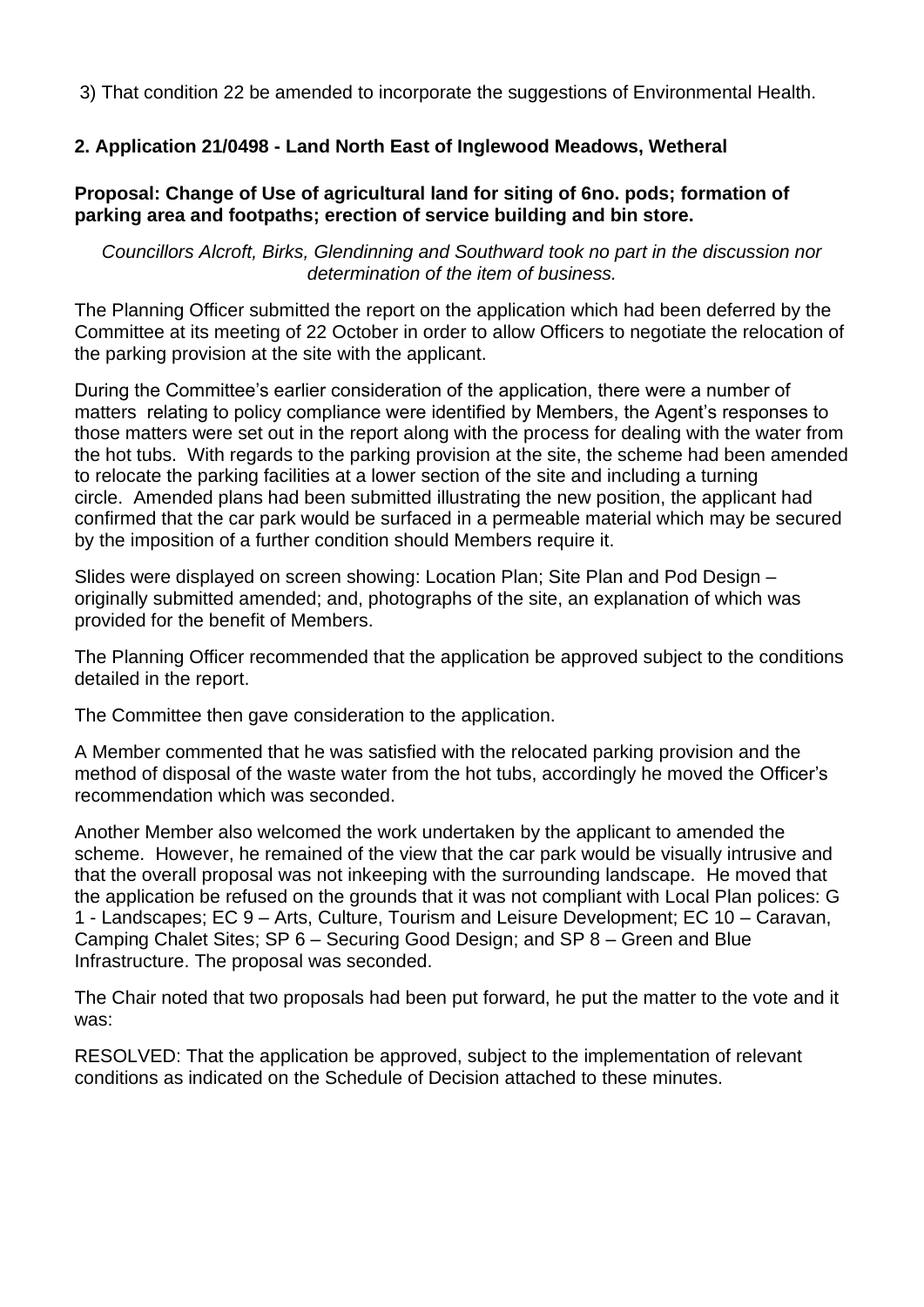3) That condition 22 be amended to incorporate the suggestions of Environmental Health.

**2. Application 21/0498 - Land North East of Inglewood Meadows, Wetheral**

**Proposal: Change of Use of agricultural land for siting of 6no. pods; formation of parking area and footpaths; erection of service building and bin store.**

*Councillors Alcroft, Birks, Glendinning and Southward took no part in the discussion nor determination of the item of business.*

The Planning Officer submitted the report on the application which had been deferred by the Committee at its meeting of 22 October in order to allow Officers to negotiate the relocation of the parking provision at the site with the applicant.

During the Committee's earlier consideration of the application, there were a number of matters relating to policy compliance were identified by Members, the Agent's responses to those matters were set out in the report along with the process for dealing with the water from the hot tubs. With regards to the parking provision at the site, the scheme had been amended to relocate the parking facilities at a lower section of the site and including a turning circle. Amended plans had been submitted illustrating the new position, the applicant had confirmed that the car park would be surfaced in a permeable material which may be secured by the imposition of a further condition should Members require it.

Slides were displayed on screen showing: Location Plan; Site Plan and Pod Design – originally submitted amended; and, photographs of the site, an explanation of which was provided for the benefit of Members.

The Planning Officer recommended that the application be approved subject to the conditions detailed in the report.

The Committee then gave consideration to the application.

A Member commented that he was satisfied with the relocated parking provision and the method of disposal of the waste water from the hot tubs, accordingly he moved the Officer's recommendation which was seconded.

Another Member also welcomed the work undertaken by the applicant to amended the scheme. However, he remained of the view that the car park would be visually intrusive and that the overall proposal was not inkeeping with the surrounding landscape. He moved that the application be refused on the grounds that it was not compliant with Local Plan polices: G 1 - Landscapes; EC 9 – Arts, Culture, Tourism and Leisure Development; EC 10 – Caravan, Camping Chalet Sites; SP 6 – Securing Good Design; and SP 8 – Green and Blue Infrastructure. The proposal was seconded.

The Chair noted that two proposals had been put forward, he put the matter to the vote and it was:

RESOLVED: That the application be approved, subject to the implementation of relevant conditions as indicated on the Schedule of Decision attached to these minutes.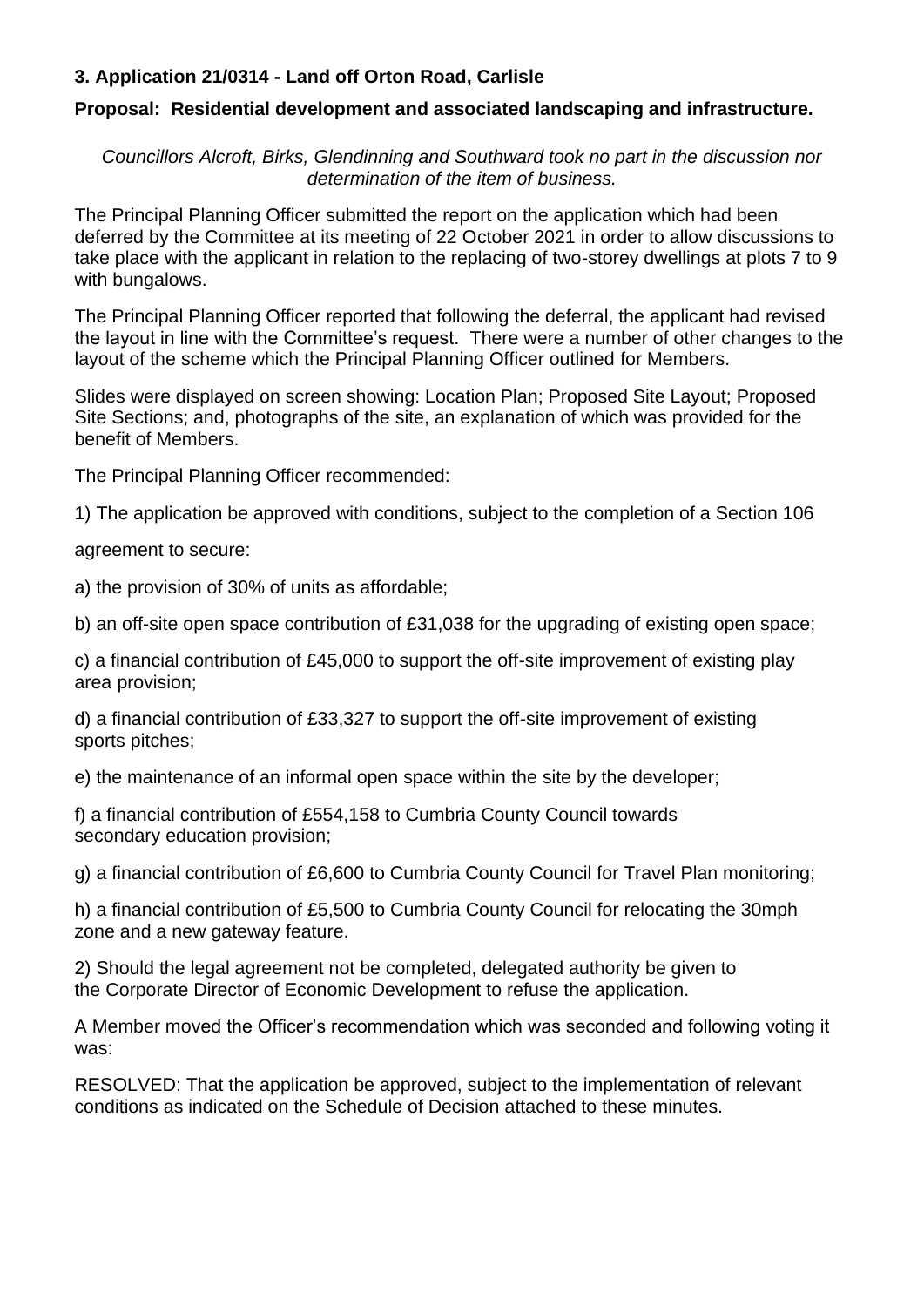### 3. Application 21/0314 - Land off Orton Road, Carlisle

**Proposal: Residential development and associated landscaping and infrastructure.**

*Councillors Alcroft, Birks, Glendinning and Southward took no part in the discussion nor determination of the item of business.*

The Principal Planning Officer submitted the report on the application which had been deferred by the Committee at its meeting of 22 October 2021 in order to allow discussions to take place with the applicant in relation to the replacing of two-storey dwellings at plots 7 to 9 with bungalows.

The Principal Planning Officer reported that following the deferral, the applicant had revised the layout in line with the Committee's request. There were a number of other changes to the layout of the scheme which the Principal Planning Officer outlined for Members.

Slides were displayed on screen showing: Location Plan; Proposed Site Layout; Proposed Site Sections; and, photographs of the site, an explanation of which was provided for the benefit of Members.

The Principal Planning Officer recommended:

1) The application be approved with conditions, subject to the completion of a Section 106 agreement to secure:

a) the provision of 30% of units as affordable;

b) an off-site open space contribution of £31,038 for the upgrading of existing open space;

c) a financial contribution of £45,000 to support the off-site improvement of existing play area provision;

d) a financial contribution of £33,327 to support the off-site improvement of existing sports pitches;

e) the maintenance of an informal open space within the site by the developer;

f) a financial contribution of £554,158 to Cumbria County Council towards secondary education provision;

g) a financial contribution of £6,600 to Cumbria County Council for Travel Plan monitoring;

h) a financial contribution of £5,500 to Cumbria County Council for relocating the 30mph zone and a new gateway feature.

2) Should the legal agreement not be completed, delegated authority be given to the Corporate Director of Economic Development to refuse the application.

A Member moved the Officer's recommendation which was seconded and following voting it was:

RESOLVED: That the application be approved, subject to the implementation of relevant conditions as indicated on the Schedule of Decision attached to these minutes.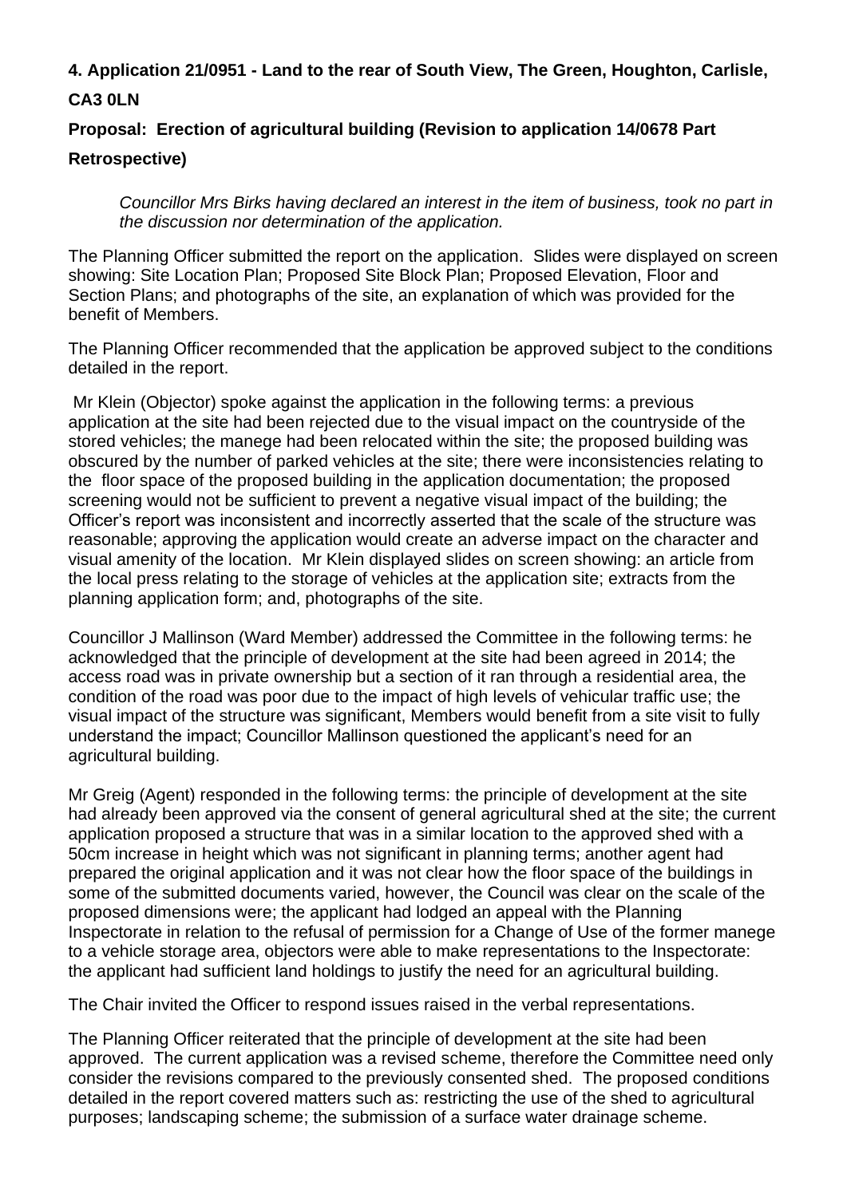**4. Application 21/0951 - Land to the rear of South View, The Green, Houghton, Carlisle, CA3 0LN**

**Proposal: Erection of agricultural building (Revision to application 14/0678 Part Retrospective)**

> *Councillor Mrs Birks having declared an interest in the item of business, took no part in the discussion nor determination of the application.*

The Planning Officer submitted the report on the application. Slides were displayed on screen showing: Site Location Plan; Proposed Site Block Plan; Proposed Elevation, Floor and Section Plans; and photographs of the site, an explanation of which was provided for the benefit of Members.

The Planning Officer recommended that the application be approved subject to the conditions detailed in the report.

Mr Klein (Objector) spoke against the application in the following terms: a previous application at the site had been rejected due to the visual impact on the countryside of the stored vehicles; the manege had been relocated within the site; the proposed building was obscured by the number of parked vehicles at the site; there were inconsistencies relating to the floor space of the proposed building in the application documentation; the proposed screening would not be sufficient to prevent a negative visual impact of the building; the Officer's report was inconsistent and incorrectly asserted that the scale of the structure was reasonable; approving the application would create an adverse impact on the character and visual amenity of the location. Mr Klein displayed slides on screen showing: an article from the local press relating to the storage of vehicles at the application site; extracts from the planning application form; and, photographs of the site.

Councillor J Mallinson (Ward Member) addressed the Committee in the following terms: he acknowledged that the principle of development at the site had been agreed in 2014; the access road was in private ownership but a section of it ran through a residential area, the condition of the road was poor due to the impact of high levels of vehicular traffic use; the visual impact of the structure was significant, Members would benefit from a site visit to fully understand the impact; Councillor Mallinson questioned the applicant's need for an agricultural building.

Mr Greig (Agent) responded in the following terms: the principle of development at the site had already been approved via the consent of general agricultural shed at the site; the current application proposed a structure that was in a similar location to the approved shed with a 50cm increase in height which was not significant in planning terms; another agent had prepared the original application and it was not clear how the floor space of the buildings in some of the submitted documents varied, however, the Council was clear on the scale of the proposed dimensions were; the applicant had lodged an appeal with the Planning Inspectorate in relation to the refusal of permission for a Change of Use of the former manege to a vehicle storage area, objectors were able to make representations to the Inspectorate: the applicant had sufficient land holdings to justify the need for an agricultural building.

The Chair invited the Officer to respond issues raised in the verbal representations.

The Planning Officer reiterated that the principle of development at the site had been approved. The current application was a revised scheme, therefore the Committee need only consider the revisions compared to the previously consented shed. The proposed conditions detailed in the report covered matters such as: restricting the use of the shed to agricultural purposes; landscaping scheme; the submission of a surface water drainage scheme.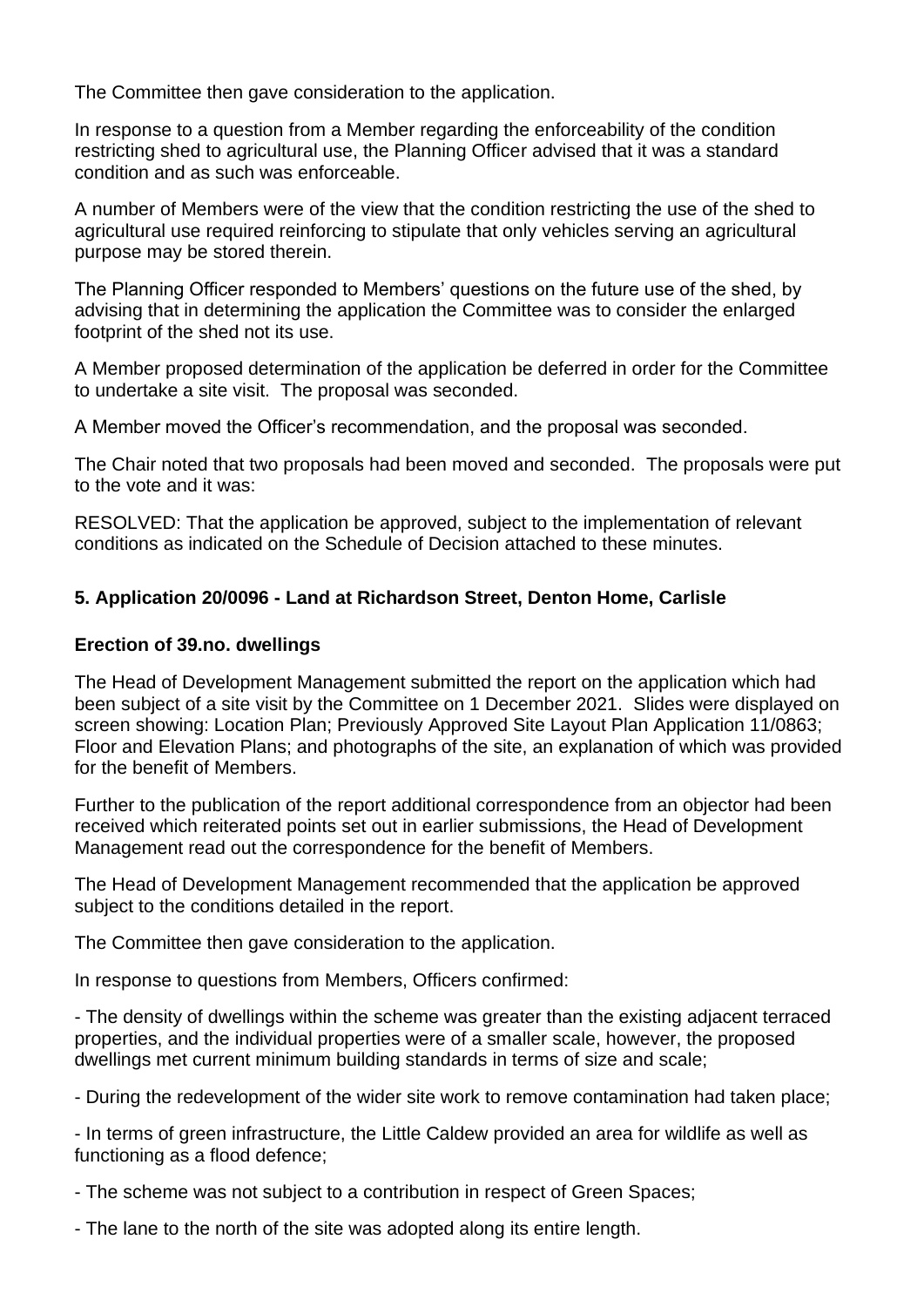The Committee then gave consideration to the application.

In response to a question from a Member regarding the enforceability of the condition restricting shed to agricultural use, the Planning Officer advised that it was a standard condition and as such was enforceable.

A number of Members were of the view that the condition restricting the use of the shed to agricultural use required reinforcing to stipulate that only vehicles serving an agricultural purpose may be stored therein.

The Planning Officer responded to Members' questions on the future use of the shed, by advising that in determining the application the Committee was to consider the enlarged footprint of the shed not its use.

A Member proposed determination of the application be deferred in order for the Committee to undertake a site visit. The proposal was seconded.

A Member moved the Officer's recommendation, and the proposal was seconded.

The Chair noted that two proposals had been moved and seconded. The proposals were put to the vote and it was:

RESOLVED: That the application be approved, subject to the implementation of relevant conditions as indicated on the Schedule of Decision attached to these minutes.

## 5. Application 20/0096 - Land at Richardson Street, Denton Home, Carlisle

### Erection of 39.no. dwellings

The Head of Development Management submitted the report on the application which had been subject of a site visit by the Committee on 1 December 2021. Slides were displayed on screen showing: Location Plan; Previously Approved Site Layout Plan Application 11/0863; Floor and Elevation Plans; and photographs of the site, an explanation of which was provided for the benefit of Members.

Further to the publication of the report additional correspondence from an objector had been received which reiterated points set out in earlier submissions, the Head of Development Management read out the correspondence for the benefit of Members.

The Head of Development Management recommended that the application be approved subject to the conditions detailed in the report.

The Committee then gave consideration to the application.

In response to questions from Members, Officers confirmed:

- The density of dwellings within the scheme was greater than the existing adjacent terraced properties, and the individual properties were of a smaller scale, however, the proposed dwellings met current minimum building standards in terms of size and scale;

- During the redevelopment of the wider site work to remove contamination had taken place;

- In terms of green infrastructure, the Little Caldew provided an area for wildlife as well as functioning as a flood defence;

- The scheme was not subject to a contribution in respect of Green Spaces;

- The lane to the north of the site was adopted along its entire length.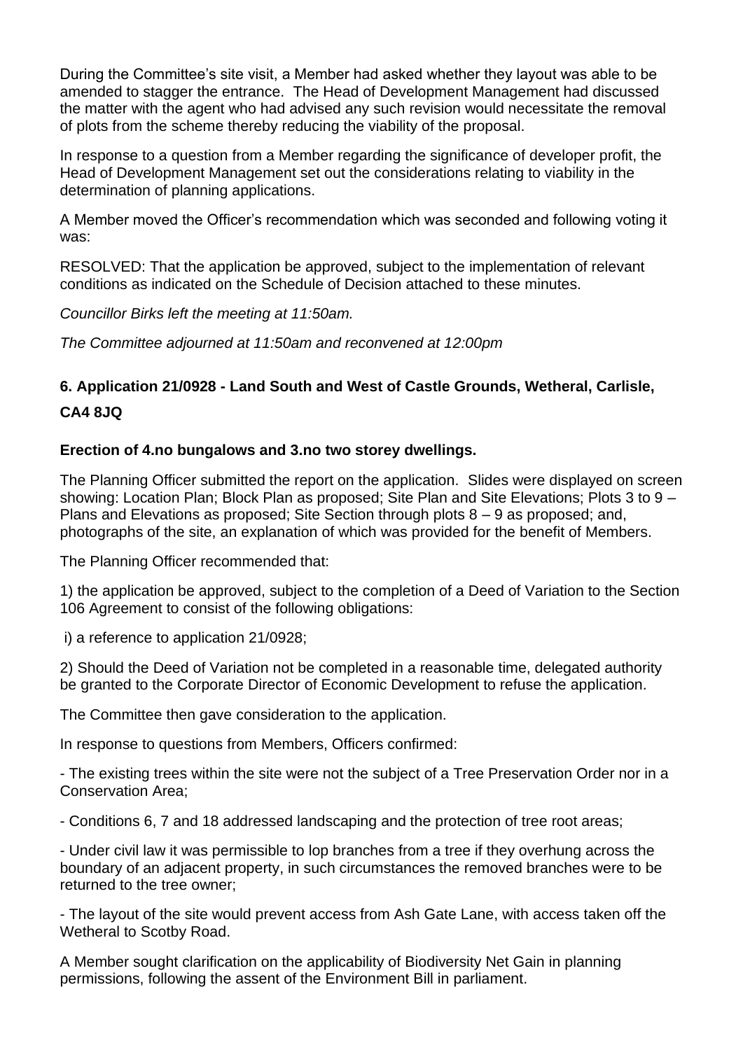During the Committee's site visit, a Member had asked whether they layout was able to be amended to stagger the entrance. The Head of Development Management had discussed the matter with the agent who had advised any such revision would necessitate the removal of plots from the scheme thereby reducing the viability of the proposal.

In response to a question from a Member regarding the significance of developer profit, the Head of Development Management set out the considerations relating to viability in the determination of planning applications.

A Member moved the Officer's recommendation which was seconded and following voting it was:

RESOLVED: That the application be approved, subject to the implementation of relevant conditions as indicated on the Schedule of Decision attached to these minutes.

*Councillor Birks left the meeting at 11:50am.*

*The Committee adjourned at 11:50am and reconvened at 12:00pm*

### 6. Application 21/0928 - Land South and West of Castle Grounds, Wetheral, Carlisle, CA4 8JQ

**Erection of 4.no bungalows and 3.no two storey dwellings.**

The Planning Officer submitted the report on the application. Slides were displayed on screen showing: Location Plan; Block Plan as proposed; Site Plan and Site Elevations; Plots 3 to 9 – Plans and Elevations as proposed; Site Section through plots 8 – 9 as proposed; and, photographs of the site, an explanation of which was provided for the benefit of Members.

The Planning Officer recommended that:

1) the application be approved, subject to the completion of a Deed of Variation to the Section 106 Agreement to consist of the following obligations:

i) a reference to application 21/0928;

2) Should the Deed of Variation not be completed in a reasonable time, delegated authority be granted to the Corporate Director of Economic Development to refuse the application.

The Committee then gave consideration to the application.

In response to questions from Members, Officers confirmed:

- The existing trees within the site were not the subject of a Tree Preservation Order nor in a Conservation Area;

- Conditions 6, 7 and 18 addressed landscaping and the protection of tree root areas;

- Under civil law it was permissible to lop branches from a tree if they overhung across the boundary of an adjacent property, in such circumstances the removed branches were to be returned to the tree owner;

- The layout of the site would prevent access from Ash Gate Lane, with access taken off the Wetheral to Scotby Road.

A Member sought clarification on the applicability of Biodiversity Net Gain in planning permissions, following the assent of the Environment Bill in parliament.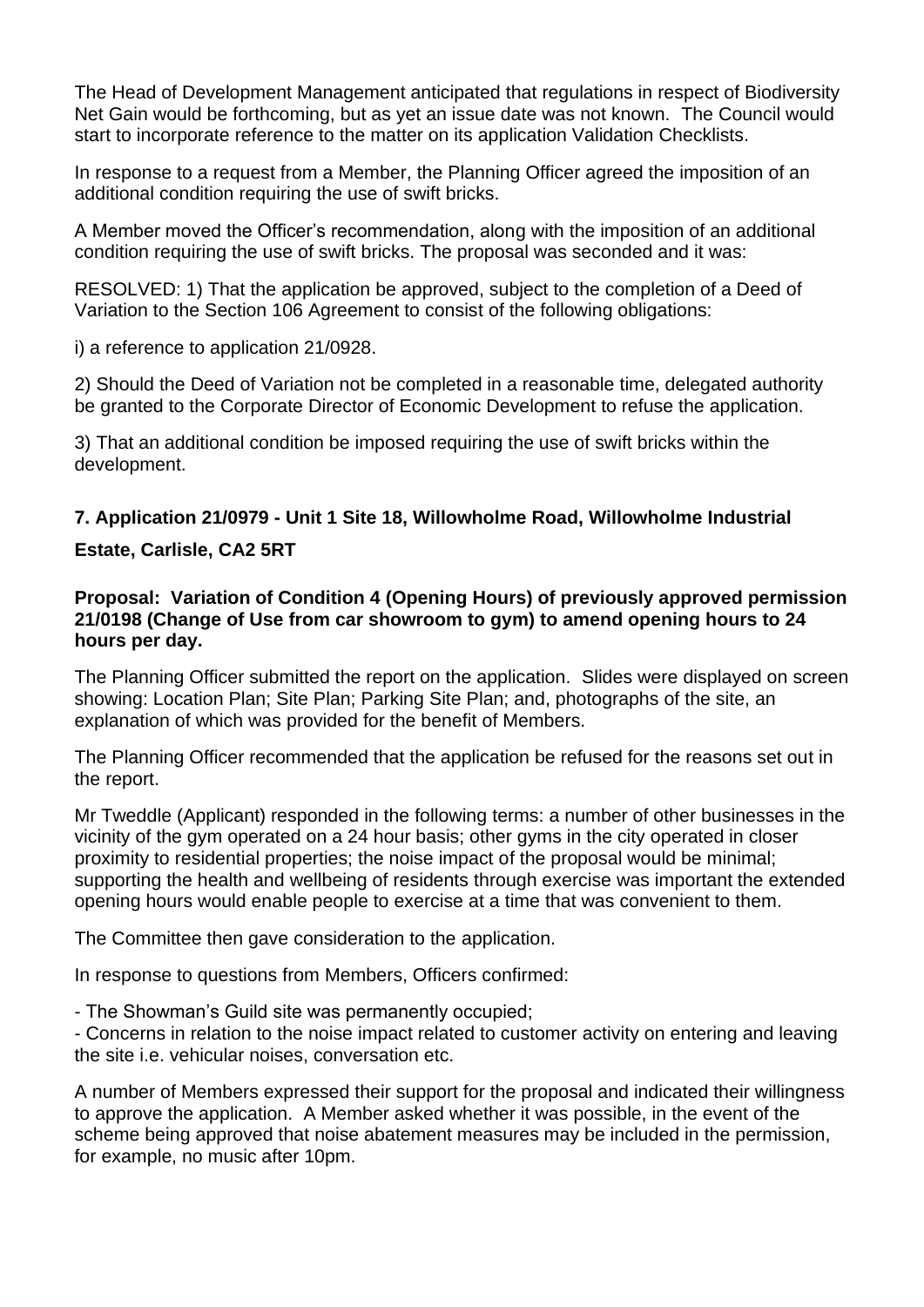The Head of Development Management anticipated that regulations in respect of Biodiversity Net Gain would be forthcoming, but as yet an issue date was not known. The Council would start to incorporate reference to the matter on its application Validation Checklists.

In response to a request from a Member, the Planning Officer agreed the imposition of an additional condition requiring the use of swift bricks.

A Member moved the Officer's recommendation, along with the imposition of an additional condition requiring the use of swift bricks. The proposal was seconded and it was:

RESOLVED: 1) That the application be approved, subject to the completion of a Deed of Variation to the Section 106 Agreement to consist of the following obligations:

i) a reference to application 21/0928.

2) Should the Deed of Variation not be completed in a reasonable time, delegated authority be granted to the Corporate Director of Economic Development to refuse the application.

3) That an additional condition be imposed requiring the use of swift bricks within the development.

### 7. Application 21/0979 - Unit 1 Site 18, Willowholme Road, Willowholme Industrial Estate, Carlisle, CA2 5RT

**Proposal: Variation of Condition 4 (Opening Hours) of previously approved permission 21/0198 (Change of Use from car showroom to gym) to amend opening hours to 24 hours per day.**

The Planning Officer submitted the report on the application. Slides were displayed on screen showing: Location Plan; Site Plan; Parking Site Plan; and, photographs of the site, an explanation of which was provided for the benefit of Members.

The Planning Officer recommended that the application be refused for the reasons set out in the report.

Mr Tweddle (Applicant) responded in the following terms: a number of other businesses in the vicinity of the gym operated on a 24 hour basis; other gyms in the city operated in closer proximity to residential properties; the noise impact of the proposal would be minimal; supporting the health and wellbeing of residents through exercise was important the extended opening hours would enable people to exercise at a time that was convenient to them.

The Committee then gave consideration to the application.

In response to questions from Members, Officers confirmed:

- The Showman's Guild site was permanently occupied;
- Concerns in relation to the noise impact related to customer activity on entering and leaving the site i.e. vehicular noises, conversation etc.

A number of Members expressed their support for the proposal and indicated their willingness to approve the application. A Member asked whether it was possible, in the event of the scheme being approved that noise abatement measures may be included in the permission, for example, no music after 10pm.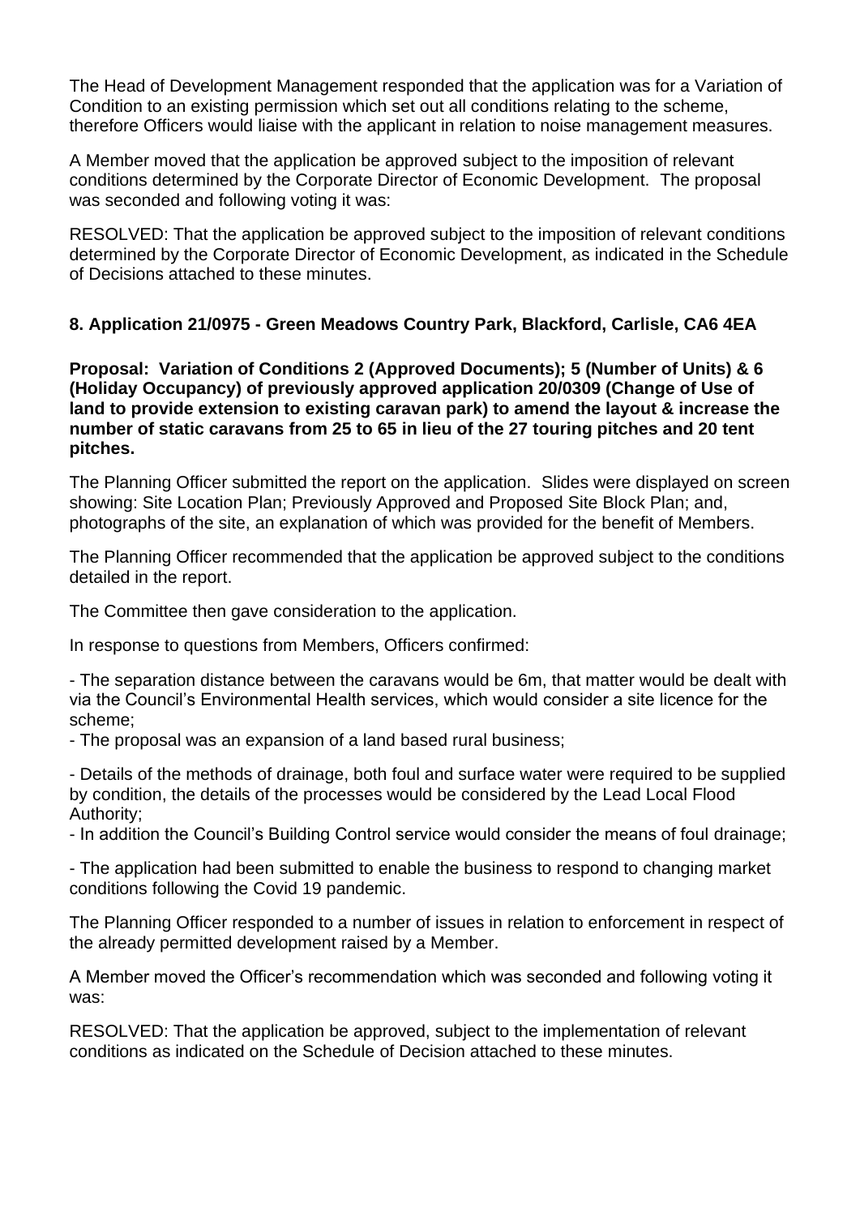The Head of Development Management responded that the application was for a Variation of Condition to an existing permission which set out all conditions relating to the scheme, therefore Officers would liaise with the applicant in relation to noise management measures.

A Member moved that the application be approved subject to the imposition of relevant conditions determined by the Corporate Director of Economic Development. The proposal was seconded and following voting it was:

RESOLVED: That the application be approved subject to the imposition of relevant conditions determined by the Corporate Director of Economic Development, as indicated in the Schedule of Decisions attached to these minutes.

**8. Application 21/0975 - Green Meadows Country Park, Blackford, Carlisle, CA6 4EA**

**Proposal: Variation of Conditions 2 (Approved Documents); 5 (Number of Units) & 6 (Holiday Occupancy) of previously approved application 20/0309 (Change of Use of land to provide extension to existing caravan park) to amend the layout & increase the number of static caravans from 25 to 65 in lieu of the 27 touring pitches and 20 tent pitches.**

The Planning Officer submitted the report on the application. Slides were displayed on screen showing: Site Location Plan; Previously Approved and Proposed Site Block Plan; and, photographs of the site, an explanation of which was provided for the benefit of Members.

The Planning Officer recommended that the application be approved subject to the conditions detailed in the report.

The Committee then gave consideration to the application.

In response to questions from Members, Officers confirmed:

- The separation distance between the caravans would be 6m, that matter would be dealt with via the Council's Environmental Health services, which would consider a site licence for the scheme;
- The proposal was an expansion of a land based rural business;
- Details of the methods of drainage, both foul and surface water were required to be supplied by condition, the details of the processes would be considered by the Lead Local Flood Authority;
- In addition the Council's Building Control service would consider the means of foul drainage;
- The application had been submitted to enable the business to respond to changing market conditions following the Covid 19 pandemic.

The Planning Officer responded to a number of issues in relation to enforcement in respect of the already permitted development raised by a Member.

A Member moved the Officer's recommendation which was seconded and following voting it was:

RESOLVED: That the application be approved, subject to the implementation of relevant conditions as indicated on the Schedule of Decision attached to these minutes.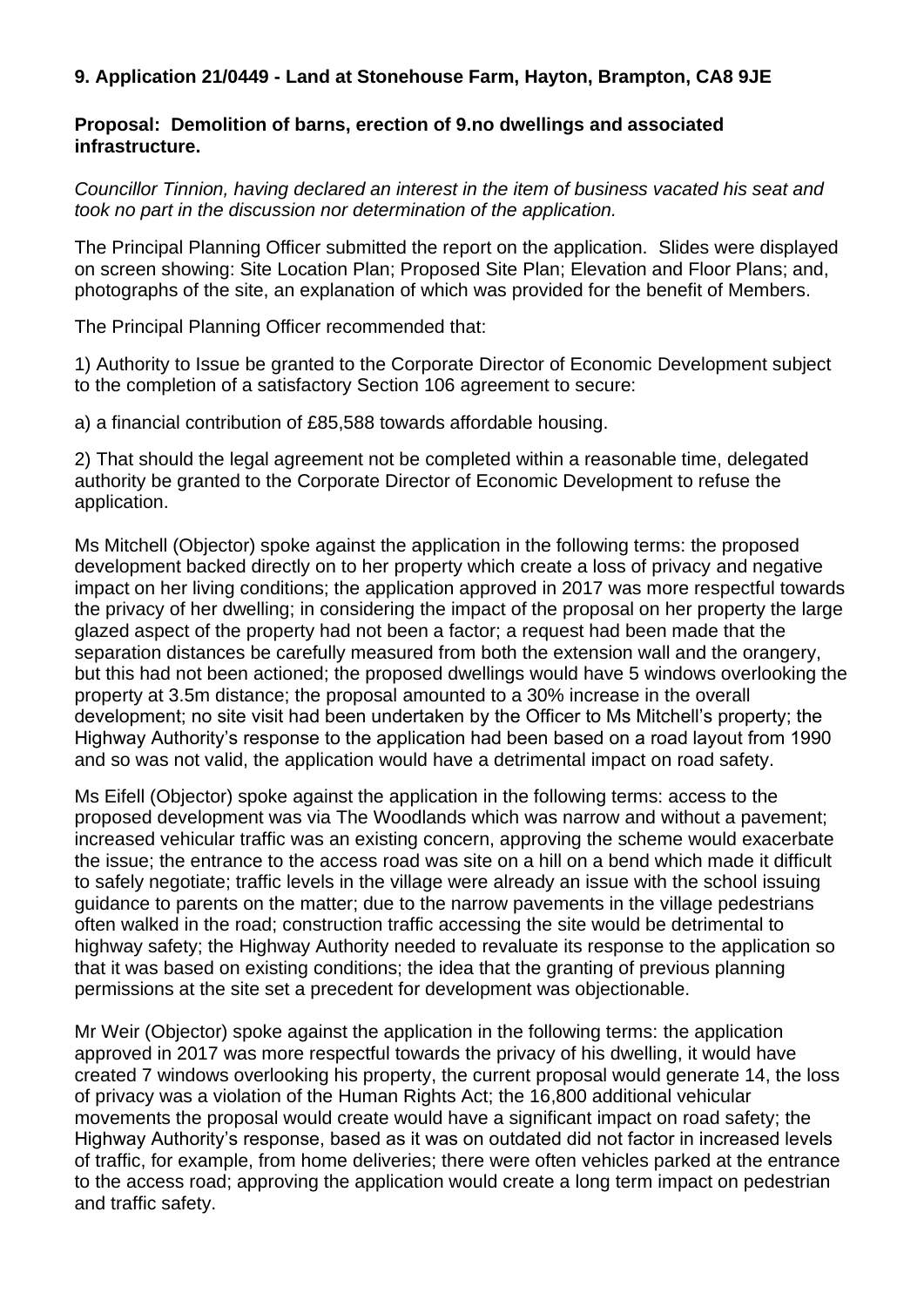**9. Application 21/0449 - Land at Stonehouse Farm, Hayton, Brampton, CA8 9JE**

**Proposal: Demolition of barns, erection of 9.no dwellings and associated infrastructure.**

*Councillor Tinnion, having declared an interest in the item of business vacated his seat and took no part in the discussion nor determination of the application.*

The Principal Planning Officer submitted the report on the application. Slides were displayed on screen showing: Site Location Plan; Proposed Site Plan; Elevation and Floor Plans; and, photographs of the site, an explanation of which was provided for the benefit of Members.

The Principal Planning Officer recommended that:

1) Authority to Issue be granted to the Corporate Director of Economic Development subject to the completion of a satisfactory Section 106 agreement to secure:

a) a financial contribution of £85,588 towards affordable housing.

2) That should the legal agreement not be completed within a reasonable time, delegated authority be granted to the Corporate Director of Economic Development to refuse the application.

Ms Mitchell (Objector) spoke against the application in the following terms: the proposed development backed directly on to her property which create a loss of privacy and negative impact on her living conditions; the application approved in 2017 was more respectful towards the privacy of her dwelling; in considering the impact of the proposal on her property the large glazed aspect of the property had not been a factor; a request had been made that the separation distances be carefully measured from both the extension wall and the orangery, but this had not been actioned; the proposed dwellings would have 5 windows overlooking the property at 3.5m distance; the proposal amounted to a 30% increase in the overall development; no site visit had been undertaken by the Officer to Ms Mitchell's property; the Highway Authority's response to the application had been based on a road layout from 1990 and so was not valid, the application would have a detrimental impact on road safety.

Ms Eifell (Objector) spoke against the application in the following terms: access to the proposed development was via The Woodlands which was narrow and without a pavement; increased vehicular traffic was an existing concern, approving the scheme would exacerbate the issue; the entrance to the access road was site on a hill on a bend which made it difficult to safely negotiate; traffic levels in the village were already an issue with the school issuing guidance to parents on the matter; due to the narrow pavements in the village pedestrians often walked in the road; construction traffic accessing the site would be detrimental to highway safety; the Highway Authority needed to revaluate its response to the application so that it was based on existing conditions; the idea that the granting of previous planning permissions at the site set a precedent for development was objectionable.

Mr Weir (Objector) spoke against the application in the following terms: the application approved in 2017 was more respectful towards the privacy of his dwelling, it would have created 7 windows overlooking his property, the current proposal would generate 14, the loss of privacy was a violation of the Human Rights Act; the 16,800 additional vehicular movements the proposal would create would have a significant impact on road safety; the Highway Authority's response, based as it was on outdated did not factor in increased levels of traffic, for example, from home deliveries; there were often vehicles parked at the entrance to the access road; approving the application would create a long term impact on pedestrian and traffic safety.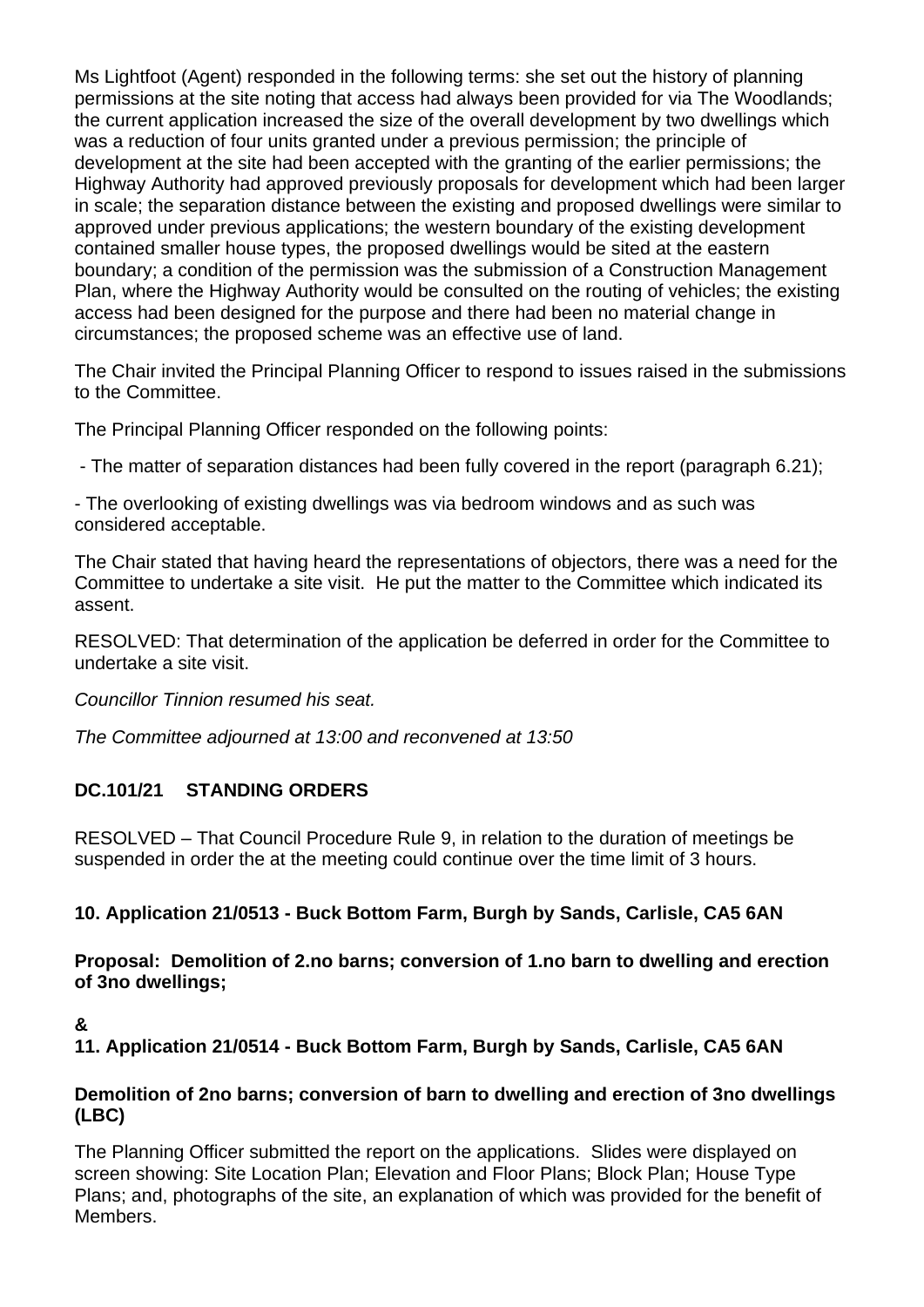Ms Lightfoot (Agent) responded in the following terms: she set out the history of planning permissions at the site noting that access had always been provided for via The Woodlands; the current application increased the size of the overall development by two dwellings which was a reduction of four units granted under a previous permission; the principle of development at the site had been accepted with the granting of the earlier permissions; the Highway Authority had approved previously proposals for development which had been larger in scale; the separation distance between the existing and proposed dwellings were similar to approved under previous applications; the western boundary of the existing development contained smaller house types, the proposed dwellings would be sited at the eastern boundary; a condition of the permission was the submission of a Construction Management Plan, where the Highway Authority would be consulted on the routing of vehicles; the existing access had been designed for the purpose and there had been no material change in circumstances; the proposed scheme was an effective use of land.

The Chair invited the Principal Planning Officer to respond to issues raised in the submissions to the Committee.

The Principal Planning Officer responded on the following points:

- The matter of separation distances had been fully covered in the report (paragraph 6.21);

- The overlooking of existing dwellings was via bedroom windows and as such was considered acceptable.

The Chair stated that having heard the representations of objectors, there was a need for the Committee to undertake a site visit. He put the matter to the Committee which indicated its assent.

RESOLVED: That determination of the application be deferred in order for the Committee to undertake a site visit.

*Councillor Tinnion resumed his seat.*

*The Committee adjourned at 13:00 and reconvened at 13:50*

**DC.101/21 STANDING ORDERS**

RESOLVED – That Council Procedure Rule 9, in relation to the duration of meetings be suspended in order the at the meeting could continue over the time limit of 3 hours.

**10. Application 21/0513 - Buck Bottom Farm, Burgh by Sands, Carlisle, CA5 6AN**

**Proposal: Demolition of 2.no barns; conversion of 1.no barn to dwelling and erection of 3no dwellings;**

**&**

**11. Application 21/0514 - Buck Bottom Farm, Burgh by Sands, Carlisle, CA5 6AN**

**Demolition of 2no barns; conversion of barn to dwelling and erection of 3no dwellings (LBC)**

The Planning Officer submitted the report on the applications. Slides were displayed on screen showing: Site Location Plan; Elevation and Floor Plans; Block Plan; House Type Plans; and, photographs of the site, an explanation of which was provided for the benefit of Members.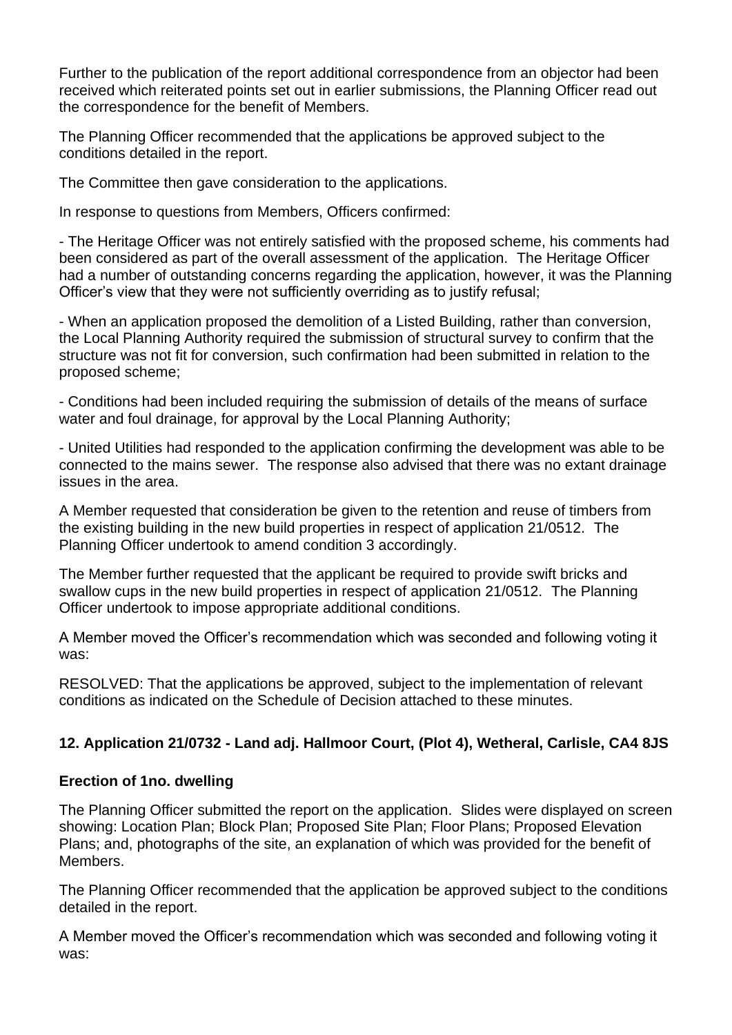Further to the publication of the report additional correspondence from an objector had been received which reiterated points set out in earlier submissions, the Planning Officer read out the correspondence for the benefit of Members.

The Planning Officer recommended that the applications be approved subject to the conditions detailed in the report.

The Committee then gave consideration to the applications.

In response to questions from Members, Officers confirmed:

- The Heritage Officer was not entirely satisfied with the proposed scheme, his comments had been considered as part of the overall assessment of the application. The Heritage Officer had a number of outstanding concerns regarding the application, however, it was the Planning Officer's view that they were not sufficiently overriding as to justify refusal;

- When an application proposed the demolition of a Listed Building, rather than conversion, the Local Planning Authority required the submission of structural survey to confirm that the structure was not fit for conversion, such confirmation had been submitted in relation to the proposed scheme;

- Conditions had been included requiring the submission of details of the means of surface water and foul drainage, for approval by the Local Planning Authority;

- United Utilities had responded to the application confirming the development was able to be connected to the mains sewer. The response also advised that there was no extant drainage issues in the area.

A Member requested that consideration be given to the retention and reuse of timbers from the existing building in the new build properties in respect of application 21/0512. The Planning Officer undertook to amend condition 3 accordingly.

The Member further requested that the applicant be required to provide swift bricks and swallow cups in the new build properties in respect of application 21/0512. The Planning Officer undertook to impose appropriate additional conditions.

A Member moved the Officer's recommendation which was seconded and following voting it was:

RESOLVED: That the applications be approved, subject to the implementation of relevant conditions as indicated on the Schedule of Decision attached to these minutes.

## 12. Application 21/0732 - Land adj. Hallmoor Court, (Plot 4), Wetheral, Carlisle, CA4 8JS

**Erection of 1no. dwelling**

The Planning Officer submitted the report on the application. Slides were displayed on screen showing: Location Plan; Block Plan; Proposed Site Plan; Floor Plans; Proposed Elevation Plans; and, photographs of the site, an explanation of which was provided for the benefit of Members.

The Planning Officer recommended that the application be approved subject to the conditions detailed in the report.

A Member moved the Officer's recommendation which was seconded and following voting it was: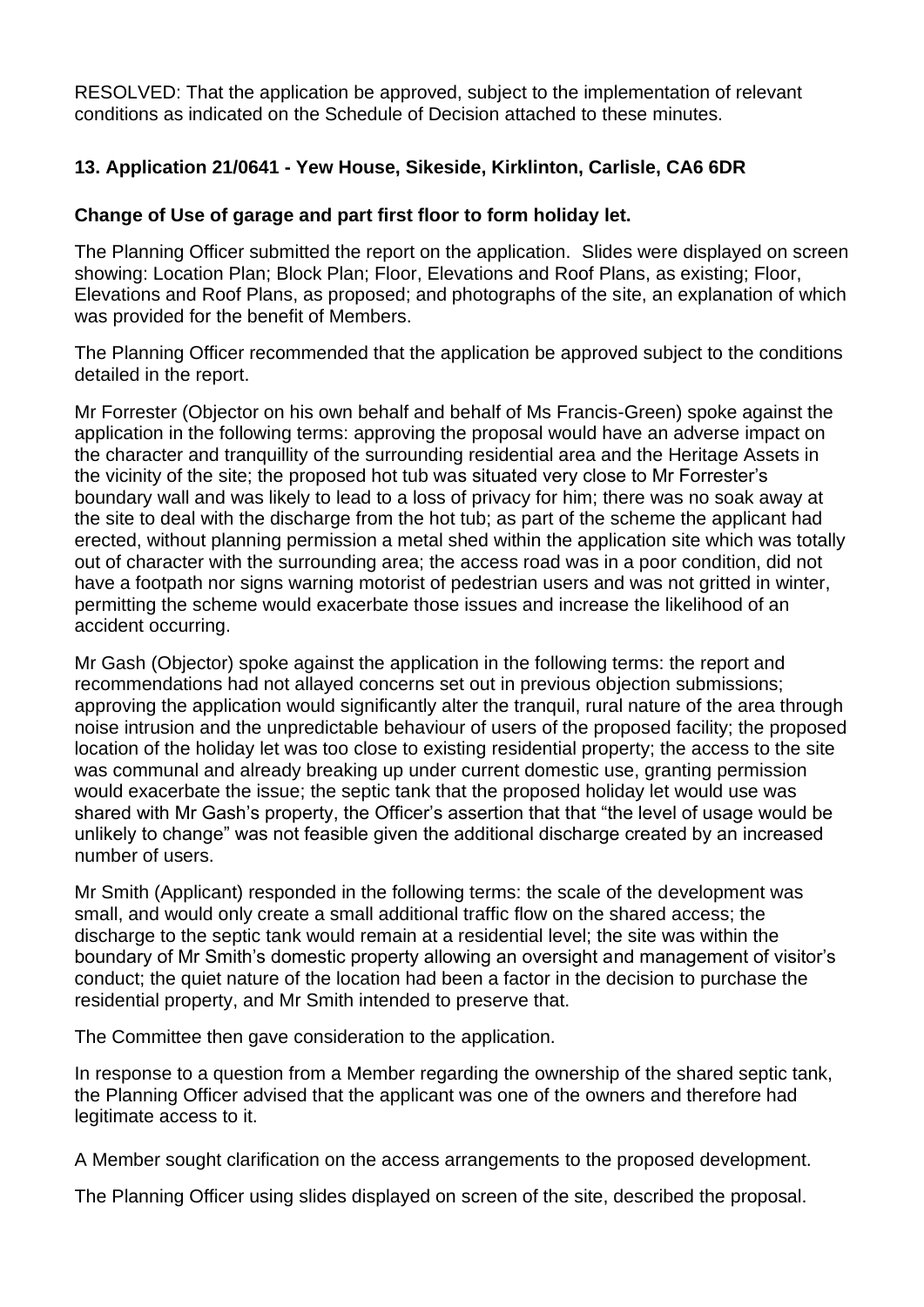RESOLVED: That the application be approved, subject to the implementation of relevant conditions as indicated on the Schedule of Decision attached to these minutes.

### 13. Application 21/0641 - Yew House, Sikeside, Kirklinton, Carlisle, CA6 6DR

**Change of Use of garage and part first floor to form holiday let.**

The Planning Officer submitted the report on the application. Slides were displayed on screen showing: Location Plan; Block Plan; Floor, Elevations and Roof Plans, as existing; Floor, Elevations and Roof Plans, as proposed; and photographs of the site, an explanation of which was provided for the benefit of Members.

The Planning Officer recommended that the application be approved subject to the conditions detailed in the report.

Mr Forrester (Objector on his own behalf and behalf of Ms Francis-Green) spoke against the application in the following terms: approving the proposal would have an adverse impact on the character and tranquillity of the surrounding residential area and the Heritage Assets in the vicinity of the site; the proposed hot tub was situated very close to Mr Forrester's boundary wall and was likely to lead to a loss of privacy for him; there was no soak away at the site to deal with the discharge from the hot tub; as part of the scheme the applicant had erected, without planning permission a metal shed within the application site which was totally out of character with the surrounding area; the access road was in a poor condition, did not have a footpath nor signs warning motorist of pedestrian users and was not gritted in winter, permitting the scheme would exacerbate those issues and increase the likelihood of an accident occurring.

Mr Gash (Objector) spoke against the application in the following terms: the report and recommendations had not allayed concerns set out in previous objection submissions; approving the application would significantly alter the tranquil, rural nature of the area through noise intrusion and the unpredictable behaviour of users of the proposed facility; the proposed location of the holiday let was too close to existing residential property; the access to the site was communal and already breaking up under current domestic use, granting permission would exacerbate the issue; the septic tank that the proposed holiday let would use was shared with Mr Gash's property, the Officer's assertion that that "the level of usage would be unlikely to change" was not feasible given the additional discharge created by an increased number of users.

Mr Smith (Applicant) responded in the following terms: the scale of the development was small, and would only create a small additional traffic flow on the shared access; the discharge to the septic tank would remain at a residential level; the site was within the boundary of Mr Smith's domestic property allowing an oversight and management of visitor's conduct; the quiet nature of the location had been a factor in the decision to purchase the residential property, and Mr Smith intended to preserve that.

The Committee then gave consideration to the application.

In response to a question from a Member regarding the ownership of the shared septic tank, the Planning Officer advised that the applicant was one of the owners and therefore had legitimate access to it.

A Member sought clarification on the access arrangements to the proposed development.

The Planning Officer using slides displayed on screen of the site, described the proposal.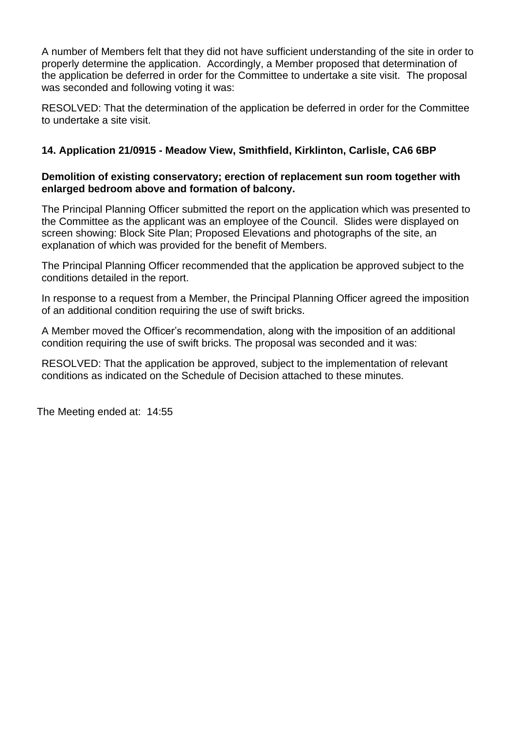A number of Members felt that they did not have sufficient understanding of the site in order to properly determine the application. Accordingly, a Member proposed that determination of the application be deferred in order for the Committee to undertake a site visit. The proposal was seconded and following voting it was:

RESOLVED: That the determination of the application be deferred in order for the Committee to undertake a site visit.

## 14. Application 21/0915 - Meadow View, Smithfield, Kirklinton, Carlisle, CA6 6BP

**Demolition of existing conservatory; erection of replacement sun room together with enlarged bedroom above and formation of balcony.**

The Principal Planning Officer submitted the report on the application which was presented to the Committee as the applicant was an employee of the Council. Slides were displayed on screen showing: Block Site Plan; Proposed Elevations and photographs of the site, an explanation of which was provided for the benefit of Members.

The Principal Planning Officer recommended that the application be approved subject to the conditions detailed in the report.

In response to a request from a Member, the Principal Planning Officer agreed the imposition of an additional condition requiring the use of swift bricks.

A Member moved the Officer's recommendation, along with the imposition of an additional condition requiring the use of swift bricks. The proposal was seconded and it was:

RESOLVED: That the application be approved, subject to the implementation of relevant conditions as indicated on the Schedule of Decision attached to these minutes.

The Meeting ended at: 14:55